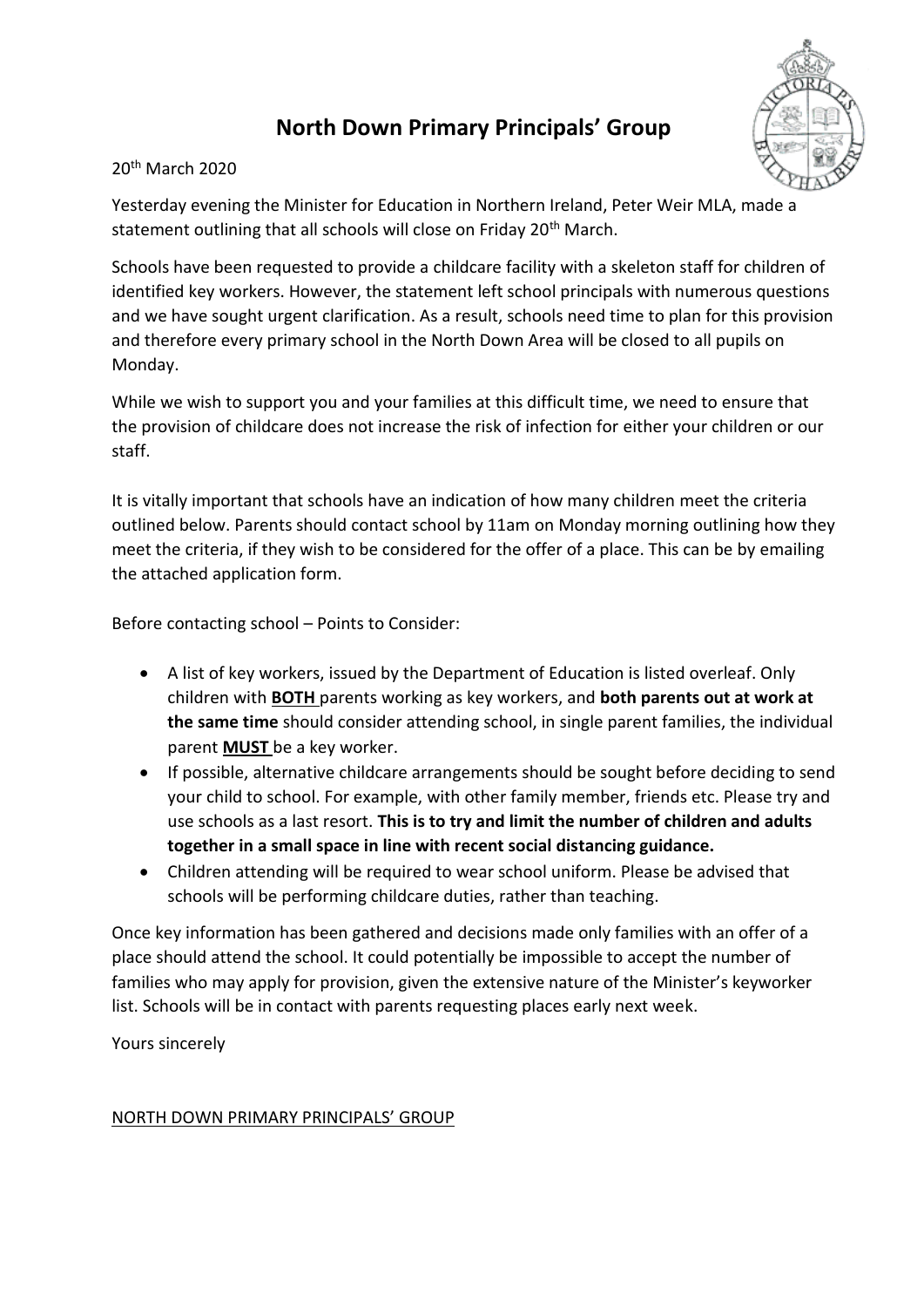# North Down Primary Principals' Group

20th March 2020

Yesterday evening the Minister for Education in Northern Ireland, Peter Weir MLA, made a statement outlining that all schools will close on Friday 20th March.

Schools have been requested to provide a childcare facility with a skeleton staff for children of identified key workers. However, the statement left school principals with numerous questions and we have sought urgent clarification. As a result, schools need time to plan for this provision and therefore every primary school in the North Down Area will be closed to all pupils on Monday.

While we wish to support you and your families at this difficult time, we need to ensure that the provision of childcare does not increase the risk of infection for either your children or our staff.

It is vitally important that schools have an indication of how many children meet the criteria outlined below. Parents should contact school by 11am on Monday morning outlining how they meet the criteria, if they wish to be considered for the offer of a place. This can be by emailing the attached application form.

Before contacting school – Points to Consider:

- A list of key workers, issued by the Department of Education is listed overleaf. Only children with <u>**BOTH**</u> parents working as key workers, and **both parents out at work at the same time** should consider attending school, in single parent families, the individual parent <u>**MUST**</u> be a key worker.
- If possible, alternative childcare arrangements should be sought before deciding to send your child to school. For example, with other family member, friends etc. Please try and use schools as a last resort. **This is to try and limit the number of children and adults together in a small space in line with recent social distancing guidance.**
- Children attending will be required to wear school uniform. Please be advised that schools will be performing childcare duties, rather than teaching.

Once key information has been gathered and decisions made only families with an offer of a place should attend the school. It could potentially be impossible to accept the number of families who may apply for provision, given the extensive nature of the Minister's keyworker list. Schools will be in contact with parents requesting places early next week.

Yours sincerely

<u>NORTH DOWN PRIMARY PRINCIPALS' GROUP</u>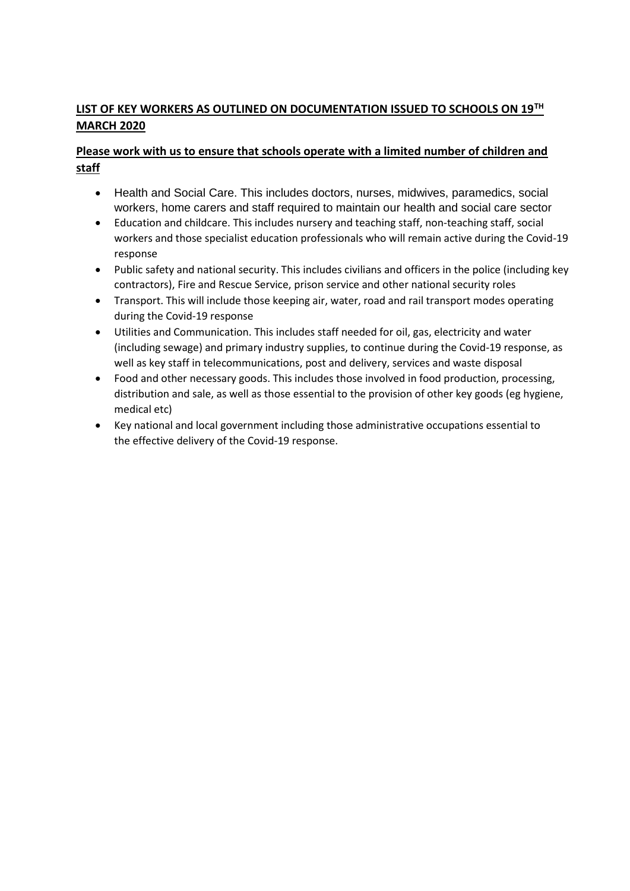## **LIST OF KEY WORKERS AS OUTLINED ON DOCUMENTATION ISSUED TO SCHOOLS ON 19TH MARCH 2020**

### **Please work with us to ensure that schools operate with a limited number of children and staff**

- Health and Social Care. This includes doctors, nurses, midwives, paramedics, social workers, home carers and staff required to maintain our health and social care sector
- Education and childcare. This includes nursery and teaching staff, non-teaching staff, social workers and those specialist education professionals who will remain active during the Covid-19 response
- Public safety and national security. This includes civilians and officers in the police (including key contractors), Fire and Rescue Service, prison service and other national security roles
- Transport. This will include those keeping air, water, road and rail transport modes operating during the Covid-19 response
- Utilities and Communication. This includes staff needed for oil, gas, electricity and water (including sewage) and primary industry supplies, to continue during the Covid-19 response, as well as key staff in telecommunications, post and delivery, services and waste disposal
- Food and other necessary goods. This includes those involved in food production, processing, distribution and sale, as well as those essential to the provision of other key goods (eg hygiene, medical etc)
- Key national and local government including those administrative occupations essential to the effective delivery of the Covid-19 response.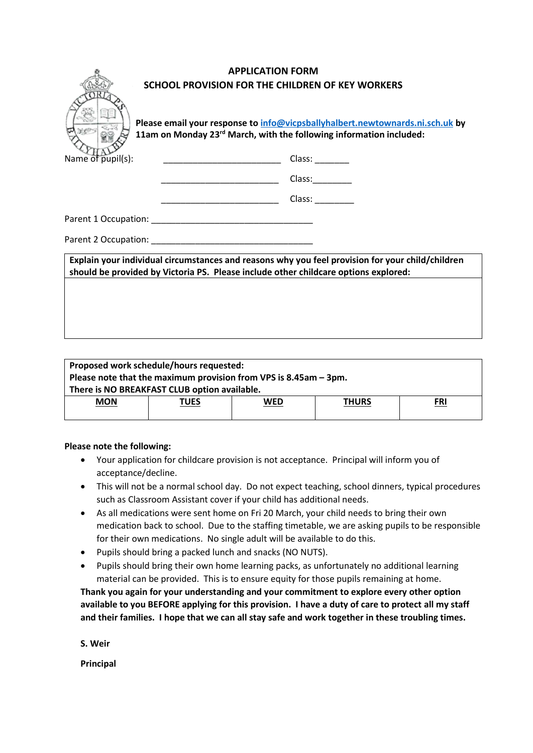**APPLICATION FORM**
**SCHOOL PROVISION FOR THE CHILDREN OF KEY WORKERS**

**Please email your response to info@vicpsballyhalbert.newtownards.ni.sch.uk by 11am on Monday 23rd March, with the following information included:**

Name of pupil(s): _________________________ Class: _______

_________________________ Class:________

_________________________ Class: ________

Parent 1 Occupation: __________________________________

Parent 2 Occupation: __________________________________

| **Explain your individual circumstances and reasons why you feel provision for your child/children should be provided by Victoria PS. Please include other childcare options explored:** |
|---|
| |

| **Proposed work schedule/hours requested:** <br> **Please note that the maximum provision from VPS is 8.45am – 3pm.** <br> **There is NO BREAKFAST CLUB option available.** | | | | |
|---|---|---|---|---|
| **MON** | **TUES** | **WED** | **THURS** | **FRI** |
| | | | | |

**Please note the following:**

- Your application for childcare provision is not acceptance. Principal will inform you of acceptance/decline.
- This will not be a normal school day. Do not expect teaching, school dinners, typical procedures such as Classroom Assistant cover if your child has additional needs.
- As all medications were sent home on Fri 20 March, your child needs to bring their own medication back to school. Due to the staffing timetable, we are asking pupils to be responsible for their own medications. No single adult will be available to do this.
- Pupils should bring a packed lunch and snacks (NO NUTS).
- Pupils should bring their own home learning packs, as unfortunately no additional learning material can be provided. This is to ensure equity for those pupils remaining at home.

**Thank you again for your understanding and your commitment to explore every other option available to you BEFORE applying for this provision. I have a duty of care to protect all my staff and their families. I hope that we can all stay safe and work together in these troubling times.**

**S. Weir**

**Principal**